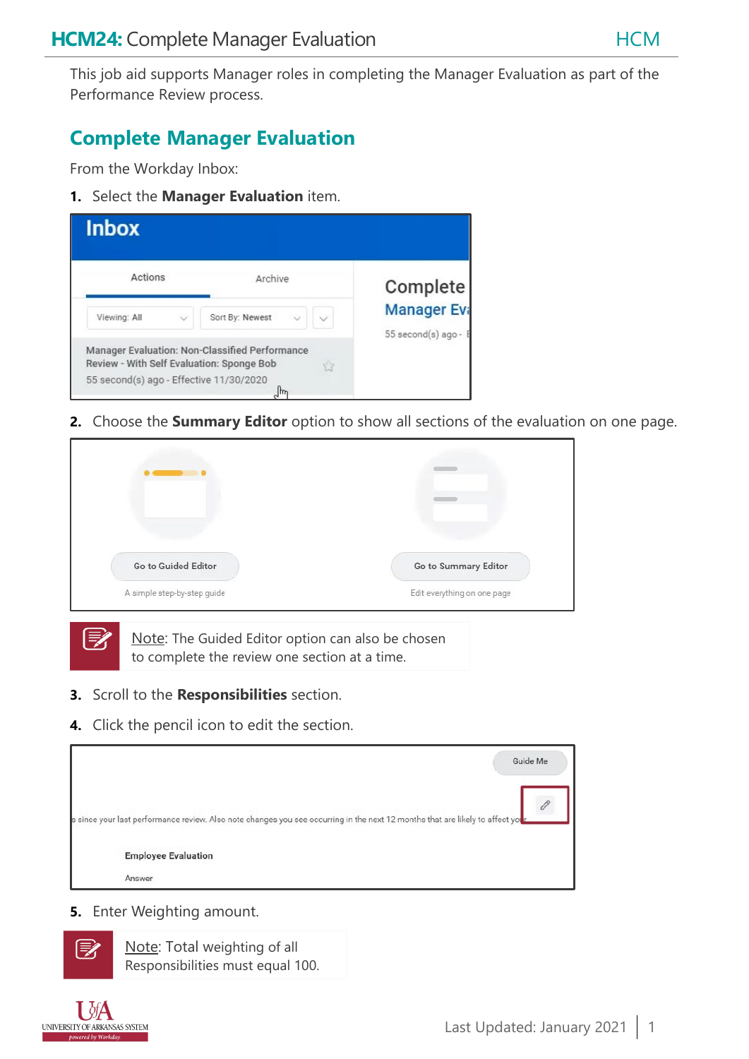# HCM24: Complete Manager Evaluation

This job aid supports Manager roles in completing the Manager Evaluation as part of the Performance Review process.

## Complete Manager Evaluation

From the Workday Inbox:

1. Select the **Manager Evaluation** item.

2. Choose the **Summary Editor** option to show all sections of the evaluation on one page.

Note: The Guided Editor option can also be chosen to complete the review one section at a time.

3. Scroll to the **Responsibilities** section.

4. Click the pencil icon to edit the section.

5. Enter Weighting amount.

Note: Total weighting of all Responsibilities must equal 100.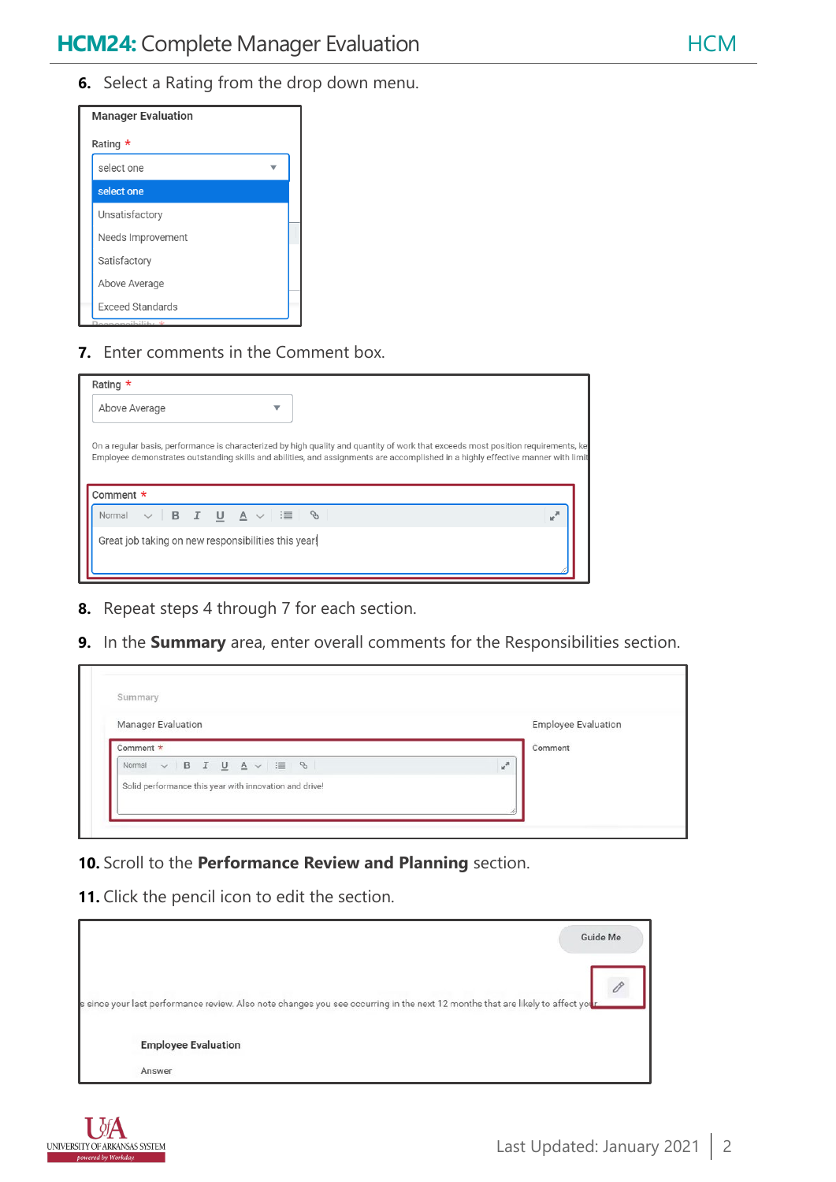6. Select a Rating from the drop down menu.

7. Enter comments in the Comment box.

8. Repeat steps 4 through 7 for each section.

9. In the **Summary** area, enter overall comments for the Responsibilities section.

10. Scroll to the **Performance Review and Planning** section.

11. Click the pencil icon to edit the section.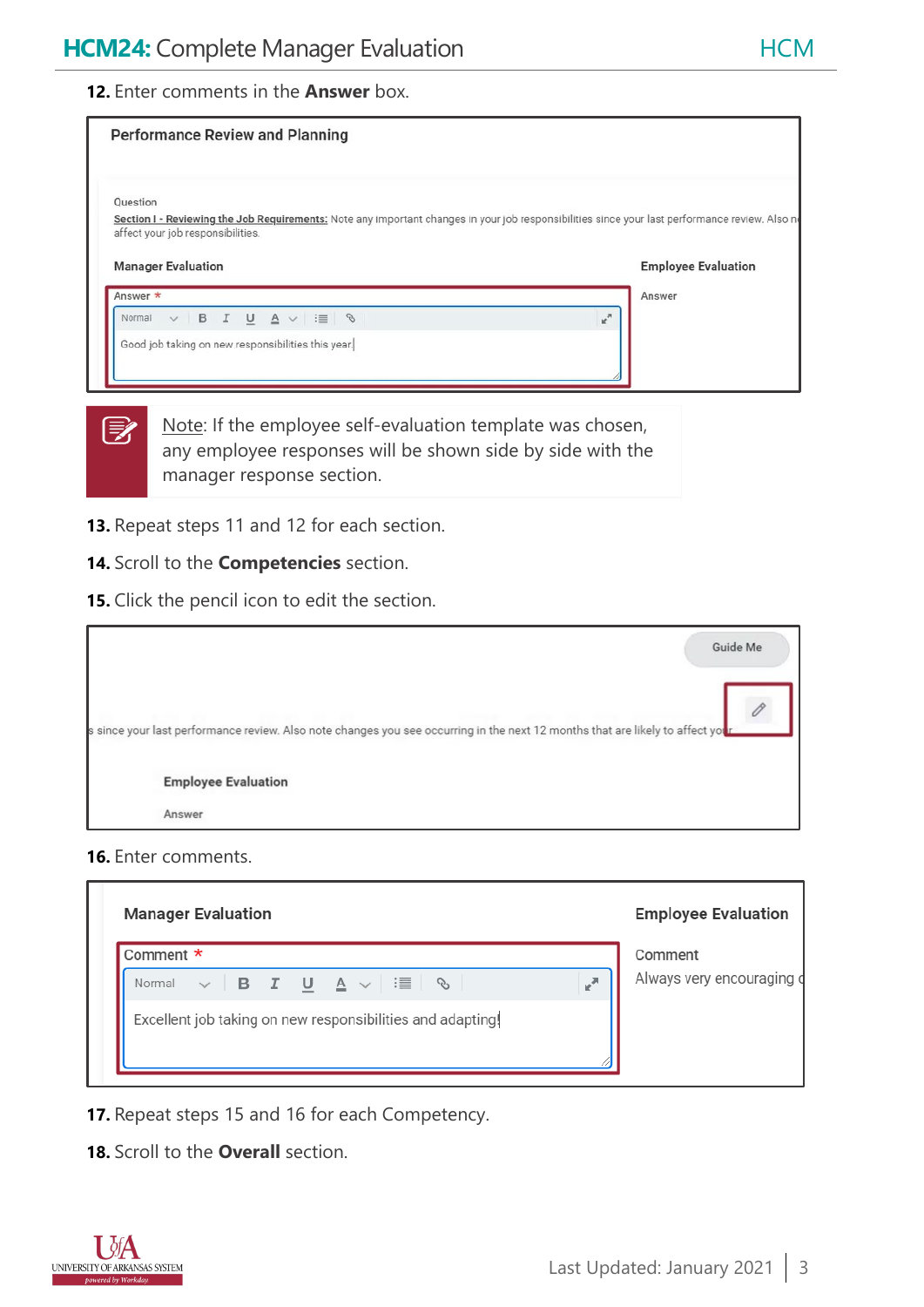**12.** Enter comments in the **Answer** box.

> **Note**: If the employee self-evaluation template was chosen, any employee responses will be shown side by side with the manager response section.

**13.** Repeat steps 11 and 12 for each section.

**14.** Scroll to the **Competencies** section.

**15.** Click the pencil icon to edit the section.

**16.** Enter comments.

**17.** Repeat steps 15 and 16 for each Competency.

**18.** Scroll to the **Overall** section.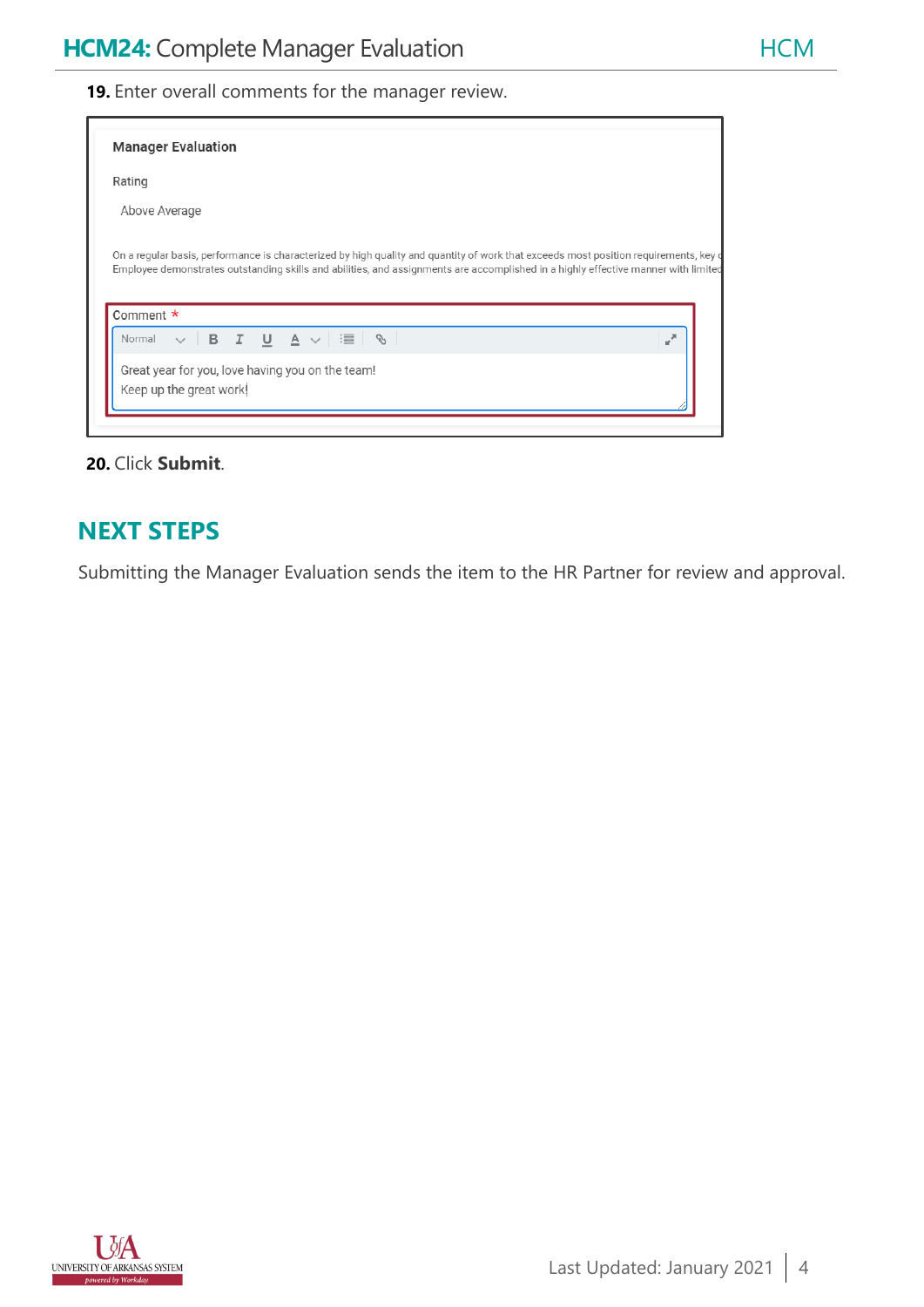**19.** Enter overall comments for the manager review.

Manager Evaluation

Rating

Above Average

On a regular basis, performance is characterized by high quality and quantity of work that exceeds most position requirements, key c
Employee demonstrates outstanding skills and abilities, and assignments are accomplished in a highly effective manner with limited

Comment *

Great year for you, love having you on the team!
Keep up the great work!

**20.** Click **Submit**.

## NEXT STEPS

Submitting the Manager Evaluation sends the item to the HR Partner for review and approval.